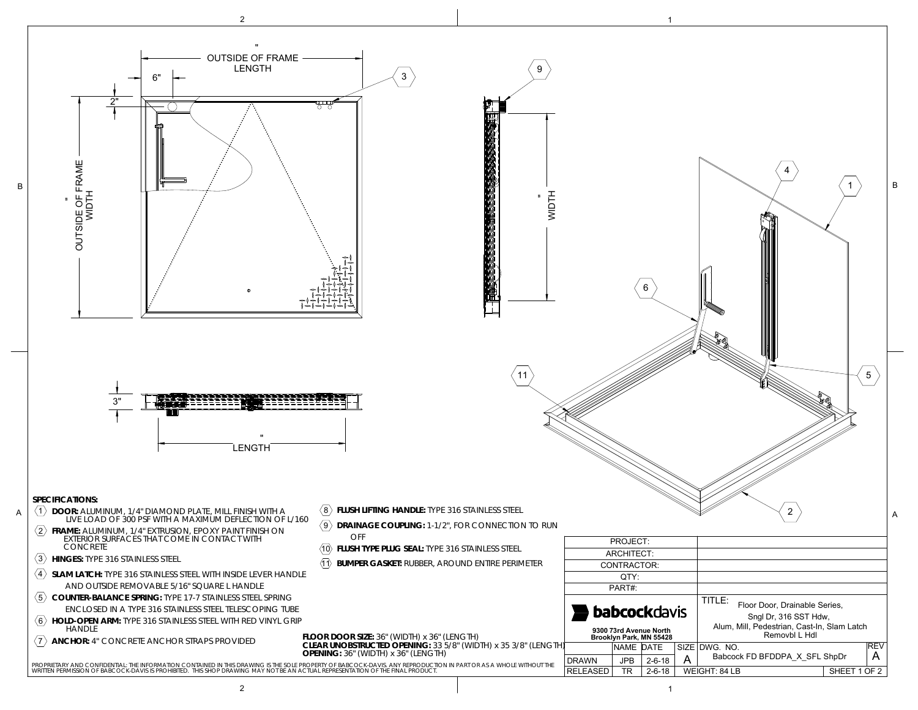## SPECIFICATIONS:

1. **DOOR:** ALUMINUM, 1/4" DIAMOND PLATE, MILL FINISH WITH A LIVE LOAD OF 300 PSF WITH A MAXIMUM DEFLECTION OF L/160
2. **FRAME:** ALUMINUM, 1/4" EXTRUSION, EPOXY PAINT FINISH ON EXTERIOR SURFACES THAT COME IN CONTACT WITH CONCRETE
3. **HINGES:** TYPE 316 STAINLESS STEEL
4. **SLAM LATCH:** TYPE 316 STAINLESS STEEL WITH INSIDE LEVER HANDLE AND OUTSIDE REMOVABLE 5/16" SQUARE L HANDLE
5. **COUNTER-BALANCE SPRING:** TYPE 17-7 STAINLESS STEEL SPRING ENCLOSED IN A TYPE 316 STAINLESS STEEL TELESCOPING TUBE
6. **HOLD-OPEN ARM:** TYPE 316 STAINLESS STEEL WITH RED VINYL GRIP HANDLE
7. **ANCHOR:** 4" CONCRETE ANCHOR STRAPS PROVIDED
8. **FLUSH LIFTING HANDLE:** TYPE 316 STAINLESS STEEL
9. **DRAINAGE COUPLING:** 1-1/2", FOR CONNECTION TO RUN OFF
10. **FLUSH TYPE PLUG SEAL:** TYPE 316 STAINLESS STEEL
11. **BUMPER GASKET:** RUBBER, AROUND ENTIRE PERIMETER

**FLOOR DOOR SIZE:** 36" (WIDTH) x 36" (LENGTH)
**CLEAR UNOBSTRUCTED OPENING:** 33 5/8" (WIDTH) x 35 3/8" (LENGTH)
**OPENING:** 36" (WIDTH) x 36" (LENGTH)

PROPRIETARY AND CONFIDENTIAL: THE INFORMATION CONTAINED IN THIS DRAWING IS THE SOLE PROPERTY OF BABCOCK-DAVIS. ANY REPRODUCTION IN PART OR AS A WHOLE WITHOUT THE WRITTEN PERMISSION OF BABCOCK-DAVIS IS PROHIBITED. THIS SHOP DRAWING MAY NOT BE AN ACTUAL REPRESENTATION OF THE FINAL PRODUCT.

| PROJECT: | |
|---|---|
| ARCHITECT: | |
| CONTRACTOR: | |
| QTY: | |
| PART#: | |

**babcockdavis**
9300 73rd Avenue North
Brooklyn Park, MN 55428

TITLE: Floor Door, Drainable Series, Sngl Dr, 316 SST Hdw, Alum, Mill, Pedestrian, Cast-In, Slam Latch Removbl L Hdl

| | NAME | DATE | SIZE | DWG. NO. | REV |
|---|---|---|---|---|---|
| DRAWN | JPB | 2-6-18 | A | Babcock FD BFDDPA_X_SFL ShpDr | A |
| RELEASED | TR | 2-6-18 | WEIGHT: 84 LB | | SHEET 1 OF 2 |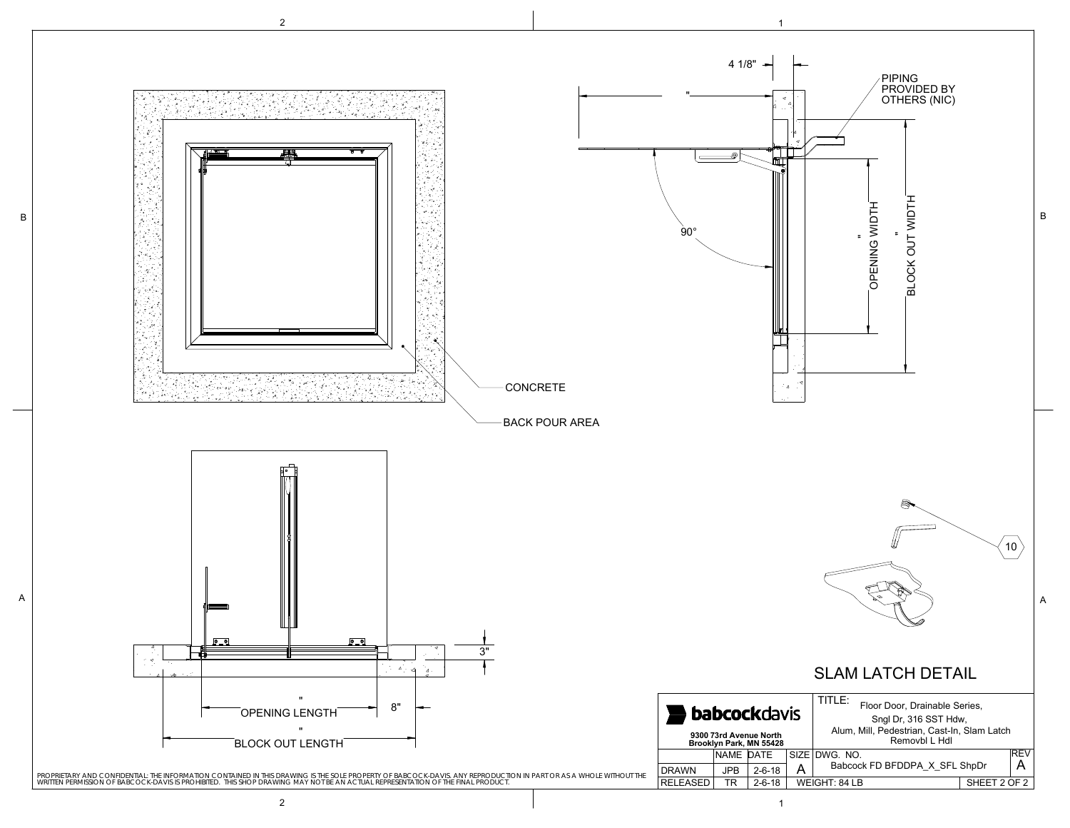4 1/8"

"

PIPING PROVIDED BY OTHERS (NIC)

90°

" OPENING WIDTH

" BLOCK OUT WIDTH

CONCRETE

BACK POUR AREA

3"

" OPENING LENGTH

8"

" BLOCK OUT LENGTH

10

SLAM LATCH DETAIL

| | | | | | |
|---|---|---|---|---|---|
| **babcockdavis** 9300 73rd Avenue North Brooklyn Park, MN 55428 | | | | TITLE: Floor Door, Drainable Series, Sngl Dr, 316 SST Hdw, Alum, Mill, Pedestrian, Cast-In, Slam Latch Removbl L Hdl | |
| | NAME | DATE | SIZE | DWG. NO. Babcock FD BFDDPA_X_SFL ShpDr | REV |
| DRAWN | JPB | 2-6-18 | A | | A |
| RELEASED | TR | 2-6-18 | WEIGHT: 84 LB | | SHEET 2 OF 2 |

PROPRIETARY AND CONFIDENTIAL: THE INFORMATION CONTAINED IN THIS DRAWING IS THE SOLE PROPERTY OF BABCOCK-DAVIS. ANY REPRODUCTION IN PART OR AS A WHOLE WITHOUT THE WRITTEN PERMISSION OF BABCOCK-DAVIS IS PROHIBITED. THIS SHOP DRAWING MAY NOT BE AN ACTUAL REPRESENTATION OF THE FINAL PRODUCT.